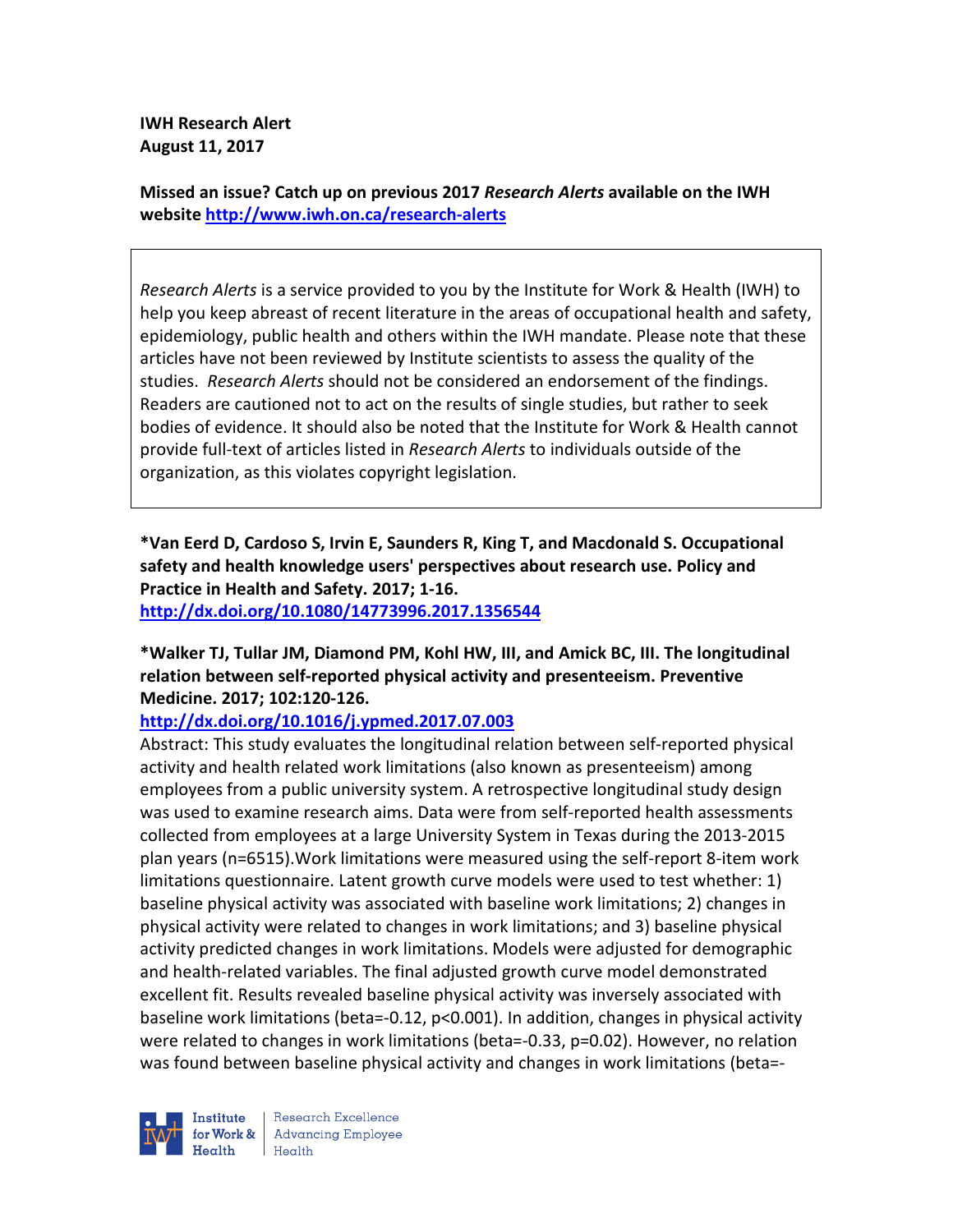**IWH Research Alert**
**August 11, 2017**

**Missed an issue? Catch up on previous 2017 *Research Alerts* available on the IWH website [http://www.iwh.on.ca/research-alerts](http://www.iwh.on.ca/research-alerts)**

> *Research Alerts* is a service provided to you by the Institute for Work & Health (IWH) to help you keep abreast of recent literature in the areas of occupational health and safety, epidemiology, public health and others within the IWH mandate. Please note that these articles have not been reviewed by Institute scientists to assess the quality of the studies. *Research Alerts* should not be considered an endorsement of the findings. Readers are cautioned not to act on the results of single studies, but rather to seek bodies of evidence. It should also be noted that the Institute for Work & Health cannot provide full-text of articles listed in *Research Alerts* to individuals outside of the organization, as this violates copyright legislation.

**\*Van Eerd D, Cardoso S, Irvin E, Saunders R, King T, and Macdonald S. Occupational safety and health knowledge users' perspectives about research use. Policy and Practice in Health and Safety. 2017; 1-16.**
[http://dx.doi.org/10.1080/14773996.2017.1356544](http://dx.doi.org/10.1080/14773996.2017.1356544)

**\*Walker TJ, Tullar JM, Diamond PM, Kohl HW, III, and Amick BC, III. The longitudinal relation between self-reported physical activity and presenteeism. Preventive Medicine. 2017; 102:120-126.**
[http://dx.doi.org/10.1016/j.ypmed.2017.07.003](http://dx.doi.org/10.1016/j.ypmed.2017.07.003)
Abstract: This study evaluates the longitudinal relation between self-reported physical activity and health related work limitations (also known as presenteeism) among employees from a public university system. A retrospective longitudinal study design was used to examine research aims. Data were from self-reported health assessments collected from employees at a large University System in Texas during the 2013-2015 plan years (n=6515).Work limitations were measured using the self-report 8-item work limitations questionnaire. Latent growth curve models were used to test whether: 1) baseline physical activity was associated with baseline work limitations; 2) changes in physical activity were related to changes in work limitations; and 3) baseline physical activity predicted changes in work limitations. Models were adjusted for demographic and health-related variables. The final adjusted growth curve model demonstrated excellent fit. Results revealed baseline physical activity was inversely associated with baseline work limitations (beta=-0.12, $p<0.001$). In addition, changes in physical activity were related to changes in work limitations (beta=-0.33, $p=0.02$). However, no relation was found between baseline physical activity and changes in work limitations (beta=-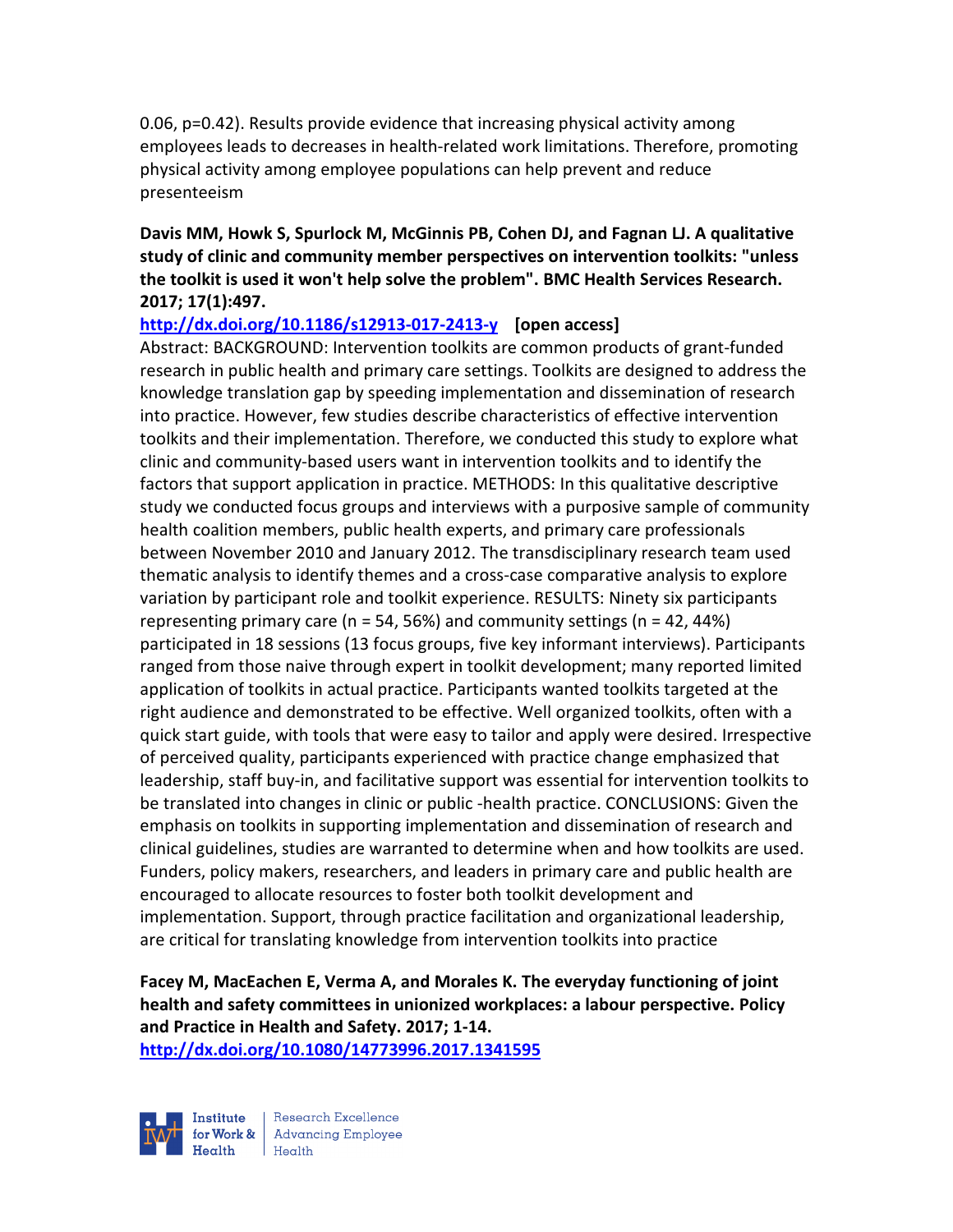0.06, p=0.42). Results provide evidence that increasing physical activity among employees leads to decreases in health-related work limitations. Therefore, promoting physical activity among employee populations can help prevent and reduce presenteeism

**Davis MM, Howk S, Spurlock M, McGinnis PB, Cohen DJ, and Fagnan LJ. A qualitative study of clinic and community member perspectives on intervention toolkits: "unless the toolkit is used it won't help solve the problem". BMC Health Services Research. 2017; 17(1):497.**

**http://dx.doi.org/10.1186/s12913-017-2413-y [open access]**

Abstract: BACKGROUND: Intervention toolkits are common products of grant-funded research in public health and primary care settings. Toolkits are designed to address the knowledge translation gap by speeding implementation and dissemination of research into practice. However, few studies describe characteristics of effective intervention toolkits and their implementation. Therefore, we conducted this study to explore what clinic and community-based users want in intervention toolkits and to identify the factors that support application in practice. METHODS: In this qualitative descriptive study we conducted focus groups and interviews with a purposive sample of community health coalition members, public health experts, and primary care professionals between November 2010 and January 2012. The transdisciplinary research team used thematic analysis to identify themes and a cross-case comparative analysis to explore variation by participant role and toolkit experience. RESULTS: Ninety six participants representing primary care (n = 54, 56%) and community settings (n = 42, 44%) participated in 18 sessions (13 focus groups, five key informant interviews). Participants ranged from those naive through expert in toolkit development; many reported limited application of toolkits in actual practice. Participants wanted toolkits targeted at the right audience and demonstrated to be effective. Well organized toolkits, often with a quick start guide, with tools that were easy to tailor and apply were desired. Irrespective of perceived quality, participants experienced with practice change emphasized that leadership, staff buy-in, and facilitative support was essential for intervention toolkits to be translated into changes in clinic or public -health practice. CONCLUSIONS: Given the emphasis on toolkits in supporting implementation and dissemination of research and clinical guidelines, studies are warranted to determine when and how toolkits are used. Funders, policy makers, researchers, and leaders in primary care and public health are encouraged to allocate resources to foster both toolkit development and implementation. Support, through practice facilitation and organizational leadership, are critical for translating knowledge from intervention toolkits into practice

**Facey M, MacEachen E, Verma A, and Morales K. The everyday functioning of joint health and safety committees in unionized workplaces: a labour perspective. Policy and Practice in Health and Safety. 2017; 1-14.**

**http://dx.doi.org/10.1080/14773996.2017.1341595**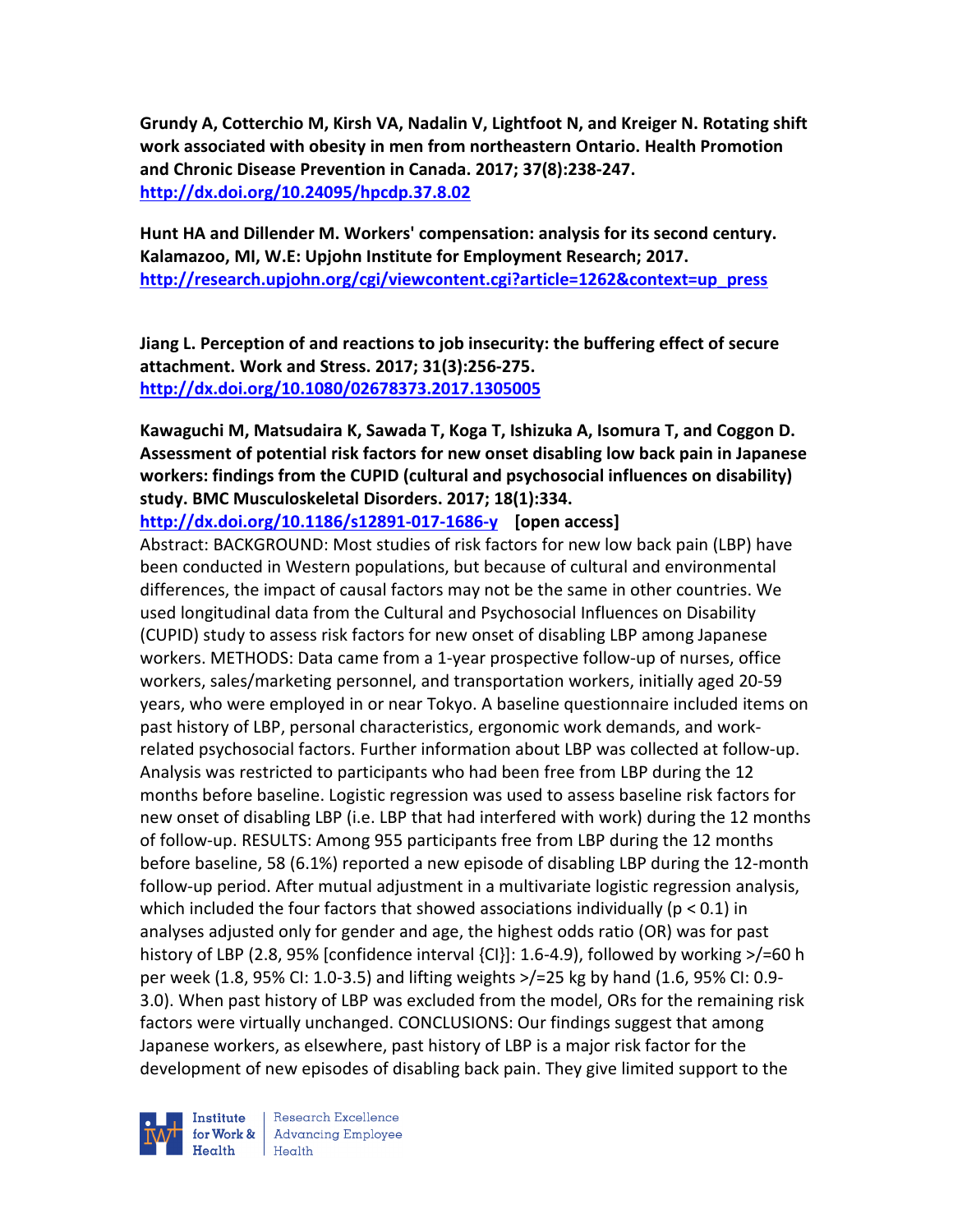**Grundy A, Cotterchio M, Kirsh VA, Nadalin V, Lightfoot N, and Kreiger N. Rotating shift work associated with obesity in men from northeastern Ontario. Health Promotion and Chronic Disease Prevention in Canada. 2017; 37(8):238-247.**
http://dx.doi.org/10.24095/hpcdp.37.8.02

**Hunt HA and Dillender M. Workers' compensation: analysis for its second century. Kalamazoo, MI, W.E: Upjohn Institute for Employment Research; 2017.**
http://research.upjohn.org/cgi/viewcontent.cgi?article=1262&context=up_press

**Jiang L. Perception of and reactions to job insecurity: the buffering effect of secure attachment. Work and Stress. 2017; 31(3):256-275.**
http://dx.doi.org/10.1080/02678373.2017.1305005

**Kawaguchi M, Matsudaira K, Sawada T, Koga T, Ishizuka A, Isomura T, and Coggon D. Assessment of potential risk factors for new onset disabling low back pain in Japanese workers: findings from the CUPID (cultural and psychosocial influences on disability) study. BMC Musculoskeletal Disorders. 2017; 18(1):334.**
http://dx.doi.org/10.1186/s12891-017-1686-y **[open access]**
Abstract: BACKGROUND: Most studies of risk factors for new low back pain (LBP) have been conducted in Western populations, but because of cultural and environmental differences, the impact of causal factors may not be the same in other countries. We used longitudinal data from the Cultural and Psychosocial Influences on Disability (CUPID) study to assess risk factors for new onset of disabling LBP among Japanese workers. METHODS: Data came from a 1-year prospective follow-up of nurses, office workers, sales/marketing personnel, and transportation workers, initially aged 20-59 years, who were employed in or near Tokyo. A baseline questionnaire included items on past history of LBP, personal characteristics, ergonomic work demands, and work-related psychosocial factors. Further information about LBP was collected at follow-up. Analysis was restricted to participants who had been free from LBP during the 12 months before baseline. Logistic regression was used to assess baseline risk factors for new onset of disabling LBP (i.e. LBP that had interfered with work) during the 12 months of follow-up. RESULTS: Among 955 participants free from LBP during the 12 months before baseline, 58 (6.1%) reported a new episode of disabling LBP during the 12-month follow-up period. After mutual adjustment in a multivariate logistic regression analysis, which included the four factors that showed associations individually ($p < 0.1$) in analyses adjusted only for gender and age, the highest odds ratio (OR) was for past history of LBP (2.8, 95% [confidence interval {CI}]: 1.6-4.9), followed by working >/=60 h per week (1.8, 95% CI: 1.0-3.5) and lifting weights >/=25 kg by hand (1.6, 95% CI: 0.9-3.0). When past history of LBP was excluded from the model, ORs for the remaining risk factors were virtually unchanged. CONCLUSIONS: Our findings suggest that among Japanese workers, as elsewhere, past history of LBP is a major risk factor for the development of new episodes of disabling back pain. They give limited support to the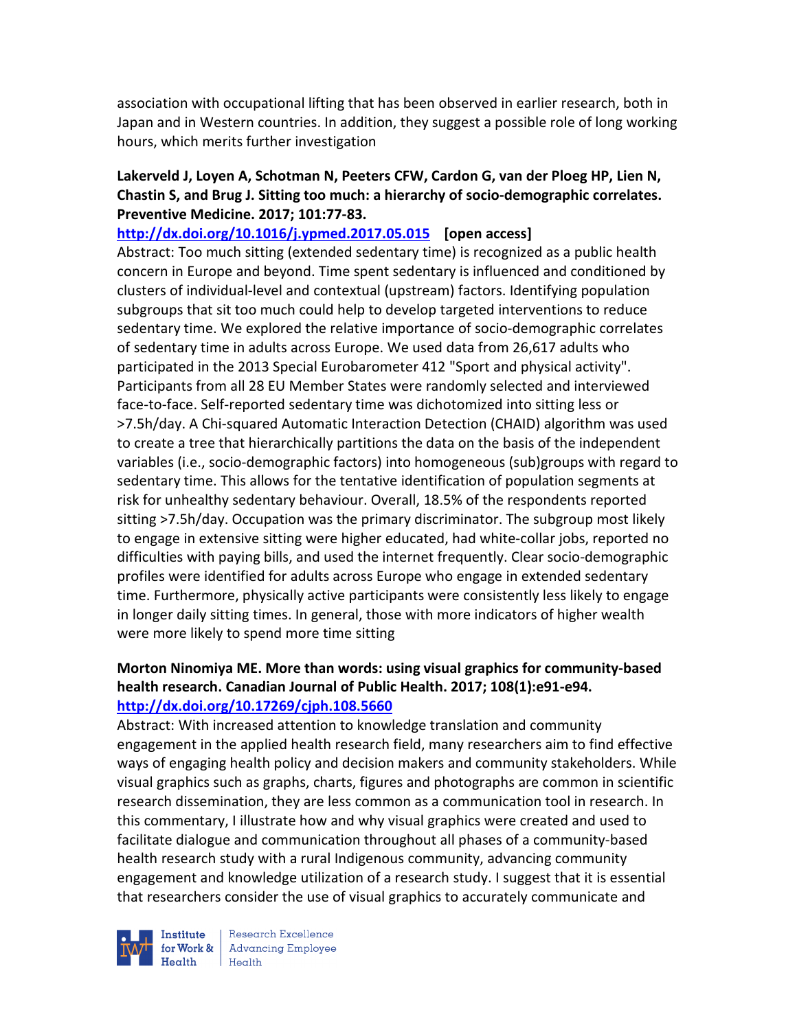association with occupational lifting that has been observed in earlier research, both in Japan and in Western countries. In addition, they suggest a possible role of long working hours, which merits further investigation

**Lakerveld J, Loyen A, Schotman N, Peeters CFW, Cardon G, van der Ploeg HP, Lien N, Chastin S, and Brug J. Sitting too much: a hierarchy of socio-demographic correlates. Preventive Medicine. 2017; 101:77-83.**

**http://dx.doi.org/10.1016/j.ypmed.2017.05.015 [open access]**

Abstract: Too much sitting (extended sedentary time) is recognized as a public health concern in Europe and beyond. Time spent sedentary is influenced and conditioned by clusters of individual-level and contextual (upstream) factors. Identifying population subgroups that sit too much could help to develop targeted interventions to reduce sedentary time. We explored the relative importance of socio-demographic correlates of sedentary time in adults across Europe. We used data from 26,617 adults who participated in the 2013 Special Eurobarometer 412 "Sport and physical activity". Participants from all 28 EU Member States were randomly selected and interviewed face-to-face. Self-reported sedentary time was dichotomized into sitting less or >7.5h/day. A Chi-squared Automatic Interaction Detection (CHAID) algorithm was used to create a tree that hierarchically partitions the data on the basis of the independent variables (i.e., socio-demographic factors) into homogeneous (sub)groups with regard to sedentary time. This allows for the tentative identification of population segments at risk for unhealthy sedentary behaviour. Overall, 18.5% of the respondents reported sitting >7.5h/day. Occupation was the primary discriminator. The subgroup most likely to engage in extensive sitting were higher educated, had white-collar jobs, reported no difficulties with paying bills, and used the internet frequently. Clear socio-demographic profiles were identified for adults across Europe who engage in extended sedentary time. Furthermore, physically active participants were consistently less likely to engage in longer daily sitting times. In general, those with more indicators of higher wealth were more likely to spend more time sitting

**Morton Ninomiya ME. More than words: using visual graphics for community-based health research. Canadian Journal of Public Health. 2017; 108(1):e91-e94.**

**http://dx.doi.org/10.17269/cjph.108.5660**

Abstract: With increased attention to knowledge translation and community engagement in the applied health research field, many researchers aim to find effective ways of engaging health policy and decision makers and community stakeholders. While visual graphics such as graphs, charts, figures and photographs are common in scientific research dissemination, they are less common as a communication tool in research. In this commentary, I illustrate how and why visual graphics were created and used to facilitate dialogue and communication throughout all phases of a community-based health research study with a rural Indigenous community, advancing community engagement and knowledge utilization of a research study. I suggest that it is essential that researchers consider the use of visual graphics to accurately communicate and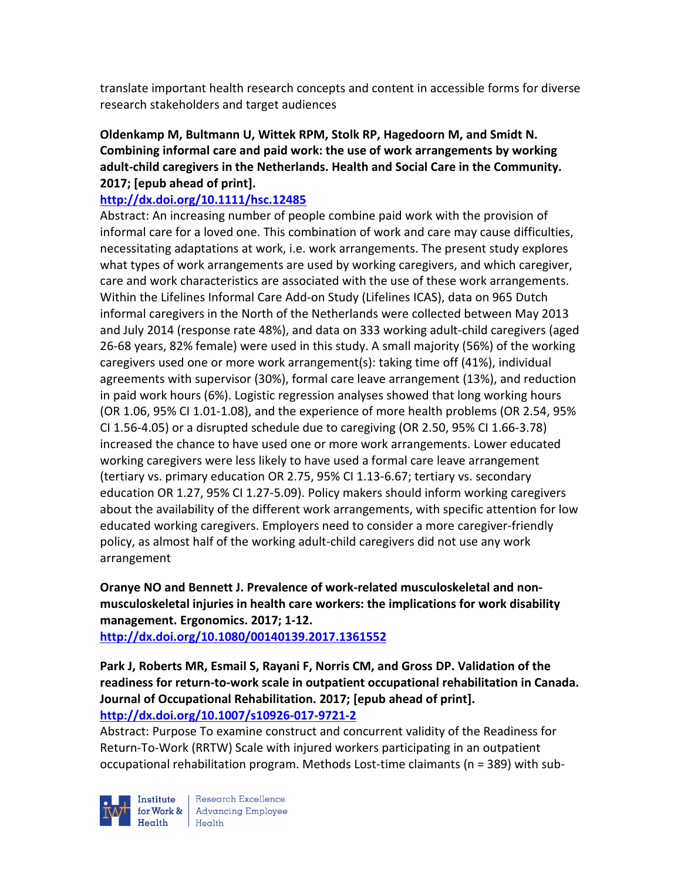translate important health research concepts and content in accessible forms for diverse research stakeholders and target audiences

**Oldenkamp M, Bultmann U, Wittek RPM, Stolk RP, Hagedoorn M, and Smidt N. Combining informal care and paid work: the use of work arrangements by working adult-child caregivers in the Netherlands. Health and Social Care in the Community. 2017; [epub ahead of print].**

http://dx.doi.org/10.1111/hsc.12485

Abstract: An increasing number of people combine paid work with the provision of informal care for a loved one. This combination of work and care may cause difficulties, necessitating adaptations at work, i.e. work arrangements. The present study explores what types of work arrangements are used by working caregivers, and which caregiver, care and work characteristics are associated with the use of these work arrangements. Within the Lifelines Informal Care Add-on Study (Lifelines ICAS), data on 965 Dutch informal caregivers in the North of the Netherlands were collected between May 2013 and July 2014 (response rate 48%), and data on 333 working adult-child caregivers (aged 26-68 years, 82% female) were used in this study. A small majority (56%) of the working caregivers used one or more work arrangement(s): taking time off (41%), individual agreements with supervisor (30%), formal care leave arrangement (13%), and reduction in paid work hours (6%). Logistic regression analyses showed that long working hours (OR 1.06, 95% CI 1.01-1.08), and the experience of more health problems (OR 2.54, 95% CI 1.56-4.05) or a disrupted schedule due to caregiving (OR 2.50, 95% CI 1.66-3.78) increased the chance to have used one or more work arrangements. Lower educated working caregivers were less likely to have used a formal care leave arrangement (tertiary vs. primary education OR 2.75, 95% CI 1.13-6.67; tertiary vs. secondary education OR 1.27, 95% CI 1.27-5.09). Policy makers should inform working caregivers about the availability of the different work arrangements, with specific attention for low educated working caregivers. Employers need to consider a more caregiver-friendly policy, as almost half of the working adult-child caregivers did not use any work arrangement

**Oranye NO and Bennett J. Prevalence of work-related musculoskeletal and non-musculoskeletal injuries in health care workers: the implications for work disability management. Ergonomics. 2017; 1-12.**

http://dx.doi.org/10.1080/00140139.2017.1361552

**Park J, Roberts MR, Esmail S, Rayani F, Norris CM, and Gross DP. Validation of the readiness for return-to-work scale in outpatient occupational rehabilitation in Canada. Journal of Occupational Rehabilitation. 2017; [epub ahead of print].**

http://dx.doi.org/10.1007/s10926-017-9721-2

Abstract: Purpose To examine construct and concurrent validity of the Readiness for Return-To-Work (RRTW) Scale with injured workers participating in an outpatient occupational rehabilitation program. Methods Lost-time claimants (n = 389) with sub-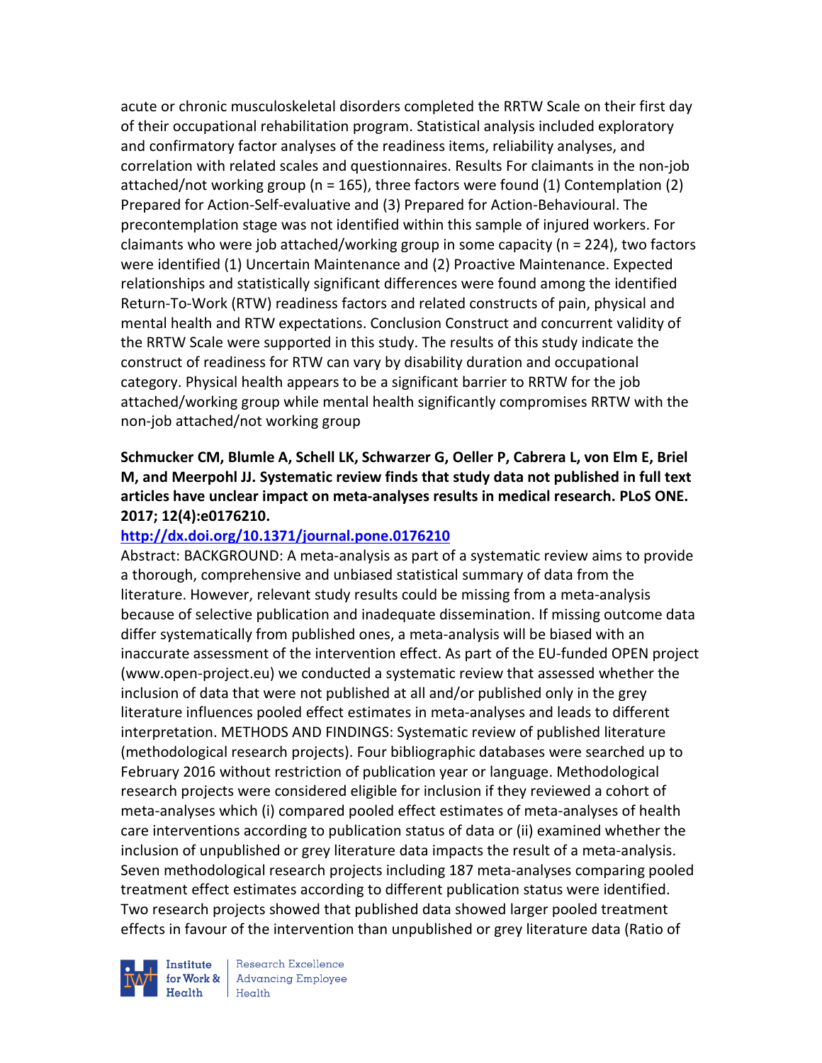acute or chronic musculoskeletal disorders completed the RRTW Scale on their first day of their occupational rehabilitation program. Statistical analysis included exploratory and confirmatory factor analyses of the readiness items, reliability analyses, and correlation with related scales and questionnaires. Results For claimants in the non-job attached/not working group (n = 165), three factors were found (1) Contemplation (2) Prepared for Action-Self-evaluative and (3) Prepared for Action-Behavioural. The precontemplation stage was not identified within this sample of injured workers. For claimants who were job attached/working group in some capacity (n = 224), two factors were identified (1) Uncertain Maintenance and (2) Proactive Maintenance. Expected relationships and statistically significant differences were found among the identified Return-To-Work (RTW) readiness factors and related constructs of pain, physical and mental health and RTW expectations. Conclusion Construct and concurrent validity of the RRTW Scale were supported in this study. The results of this study indicate the construct of readiness for RTW can vary by disability duration and occupational category. Physical health appears to be a significant barrier to RRTW for the job attached/working group while mental health significantly compromises RRTW with the non-job attached/not working group

**Schmucker CM, Blumle A, Schell LK, Schwarzer G, Oeller P, Cabrera L, von Elm E, Briel M, and Meerpohl JJ. Systematic review finds that study data not published in full text articles have unclear impact on meta-analyses results in medical research. PLoS ONE. 2017; 12(4):e0176210.**

http://dx.doi.org/10.1371/journal.pone.0176210

Abstract: BACKGROUND: A meta-analysis as part of a systematic review aims to provide a thorough, comprehensive and unbiased statistical summary of data from the literature. However, relevant study results could be missing from a meta-analysis because of selective publication and inadequate dissemination. If missing outcome data differ systematically from published ones, a meta-analysis will be biased with an inaccurate assessment of the intervention effect. As part of the EU-funded OPEN project (www.open-project.eu) we conducted a systematic review that assessed whether the inclusion of data that were not published at all and/or published only in the grey literature influences pooled effect estimates in meta-analyses and leads to different interpretation. METHODS AND FINDINGS: Systematic review of published literature (methodological research projects). Four bibliographic databases were searched up to February 2016 without restriction of publication year or language. Methodological research projects were considered eligible for inclusion if they reviewed a cohort of meta-analyses which (i) compared pooled effect estimates of meta-analyses of health care interventions according to publication status of data or (ii) examined whether the inclusion of unpublished or grey literature data impacts the result of a meta-analysis. Seven methodological research projects including 187 meta-analyses comparing pooled treatment effect estimates according to different publication status were identified. Two research projects showed that published data showed larger pooled treatment effects in favour of the intervention than unpublished or grey literature data (Ratio of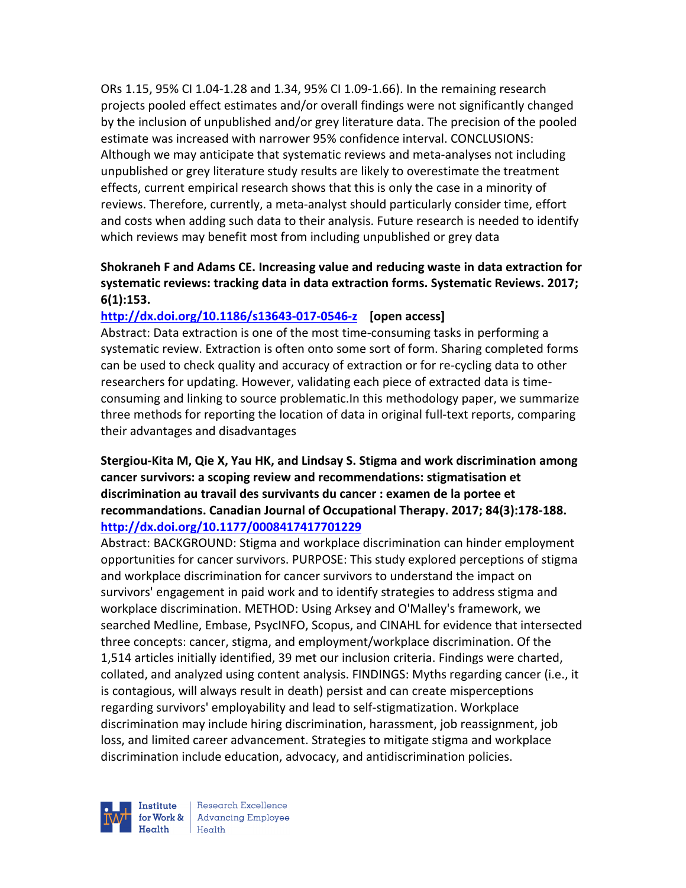ORs 1.15, 95% CI 1.04-1.28 and 1.34, 95% CI 1.09-1.66). In the remaining research projects pooled effect estimates and/or overall findings were not significantly changed by the inclusion of unpublished and/or grey literature data. The precision of the pooled estimate was increased with narrower 95% confidence interval. CONCLUSIONS: Although we may anticipate that systematic reviews and meta-analyses not including unpublished or grey literature study results are likely to overestimate the treatment effects, current empirical research shows that this is only the case in a minority of reviews. Therefore, currently, a meta-analyst should particularly consider time, effort and costs when adding such data to their analysis. Future research is needed to identify which reviews may benefit most from including unpublished or grey data

**Shokraneh F and Adams CE. Increasing value and reducing waste in data extraction for systematic reviews: tracking data in data extraction forms. Systematic Reviews. 2017; 6(1):153.**
**http://dx.doi.org/10.1186/s13643-017-0546-z [open access]**
Abstract: Data extraction is one of the most time-consuming tasks in performing a systematic review. Extraction is often onto some sort of form. Sharing completed forms can be used to check quality and accuracy of extraction or for re-cycling data to other researchers for updating. However, validating each piece of extracted data is time-consuming and linking to source problematic.In this methodology paper, we summarize three methods for reporting the location of data in original full-text reports, comparing their advantages and disadvantages

**Stergiou-Kita M, Qie X, Yau HK, and Lindsay S. Stigma and work discrimination among cancer survivors: a scoping review and recommendations: stigmatisation et discrimination au travail des survivants du cancer : examen de la portee et recommandations. Canadian Journal of Occupational Therapy. 2017; 84(3):178-188.**
**http://dx.doi.org/10.1177/0008417417701229**
Abstract: BACKGROUND: Stigma and workplace discrimination can hinder employment opportunities for cancer survivors. PURPOSE: This study explored perceptions of stigma and workplace discrimination for cancer survivors to understand the impact on survivors' engagement in paid work and to identify strategies to address stigma and workplace discrimination. METHOD: Using Arksey and O'Malley's framework, we searched Medline, Embase, PsycINFO, Scopus, and CINAHL for evidence that intersected three concepts: cancer, stigma, and employment/workplace discrimination. Of the 1,514 articles initially identified, 39 met our inclusion criteria. Findings were charted, collated, and analyzed using content analysis. FINDINGS: Myths regarding cancer (i.e., it is contagious, will always result in death) persist and can create misperceptions regarding survivors' employability and lead to self-stigmatization. Workplace discrimination may include hiring discrimination, harassment, job reassignment, job loss, and limited career advancement. Strategies to mitigate stigma and workplace discrimination include education, advocacy, and antidiscrimination policies.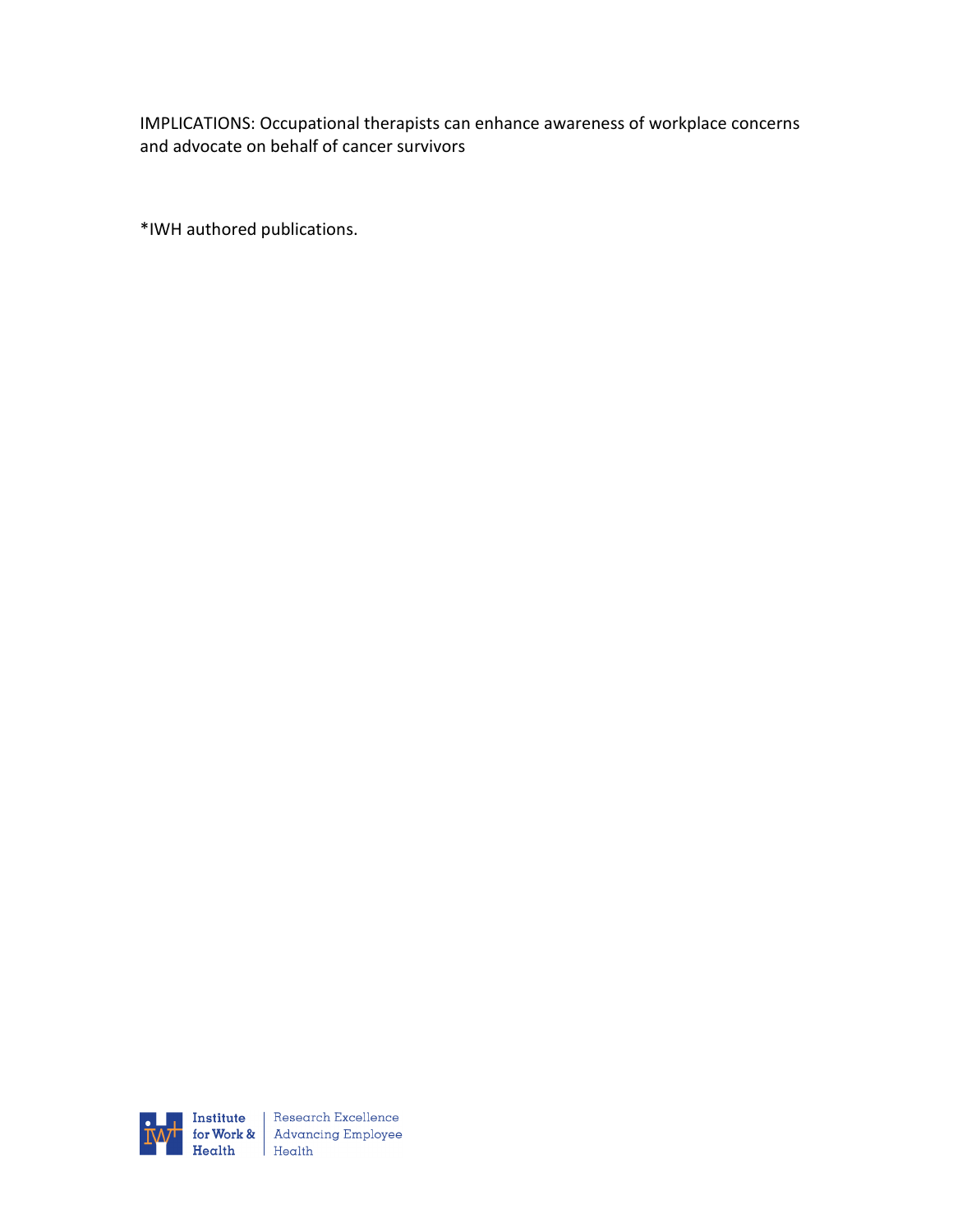IMPLICATIONS: Occupational therapists can enhance awareness of workplace concerns and advocate on behalf of cancer survivors

*IWH authored publications.